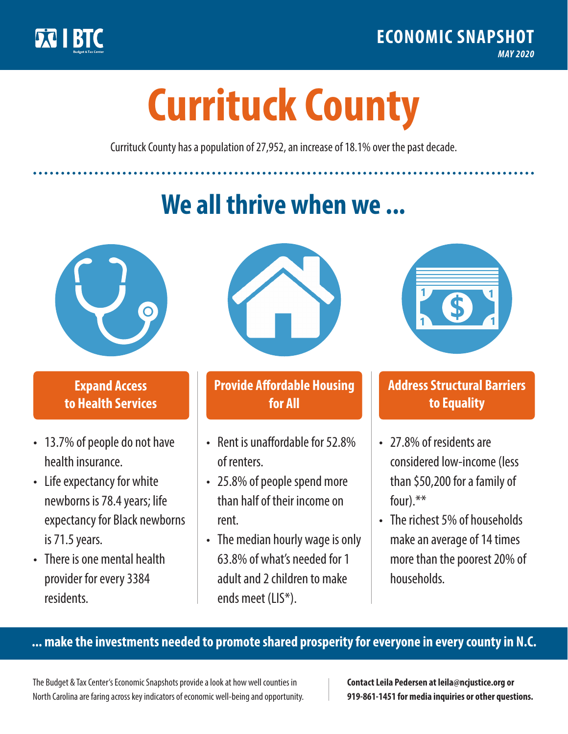BTC

ECONOMIC SNAPSHOT

*MAY 2020*

# Currituck County

Currituck County has a population of 27,952, an increase of 18.1% over the past decade.

## We all thrive when we ...

### Expand Access to Health Services

- 13.7% of people do not have health insurance.
- Life expectancy for white newborns is 78.4 years; life expectancy for Black newborns is 71.5 years.
- There is one mental health provider for every 3384 residents.

### Provide Affordable Housing for All

- Rent is unaffordable for 52.8% of renters.
- 25.8% of people spend more than half of their income on rent.
- The median hourly wage is only 63.8% of what's needed for 1 adult and 2 children to make ends meet (LIS*).

### Address Structural Barriers to Equality

- 27.8% of residents are considered low-income (less than $50,200 for a family of four).**
- The richest 5% of households make an average of 14 times more than the poorest 20% of households.

**... make the investments needed to promote shared prosperity for everyone in every county in N.C.**

The Budget & Tax Center's Economic Snapshots provide a look at how well counties in North Carolina are faring across key indicators of economic well-being and opportunity.

**Contact Leila Pedersen at leila@ncjustice.org or 919-861-1451 for media inquiries or other questions.**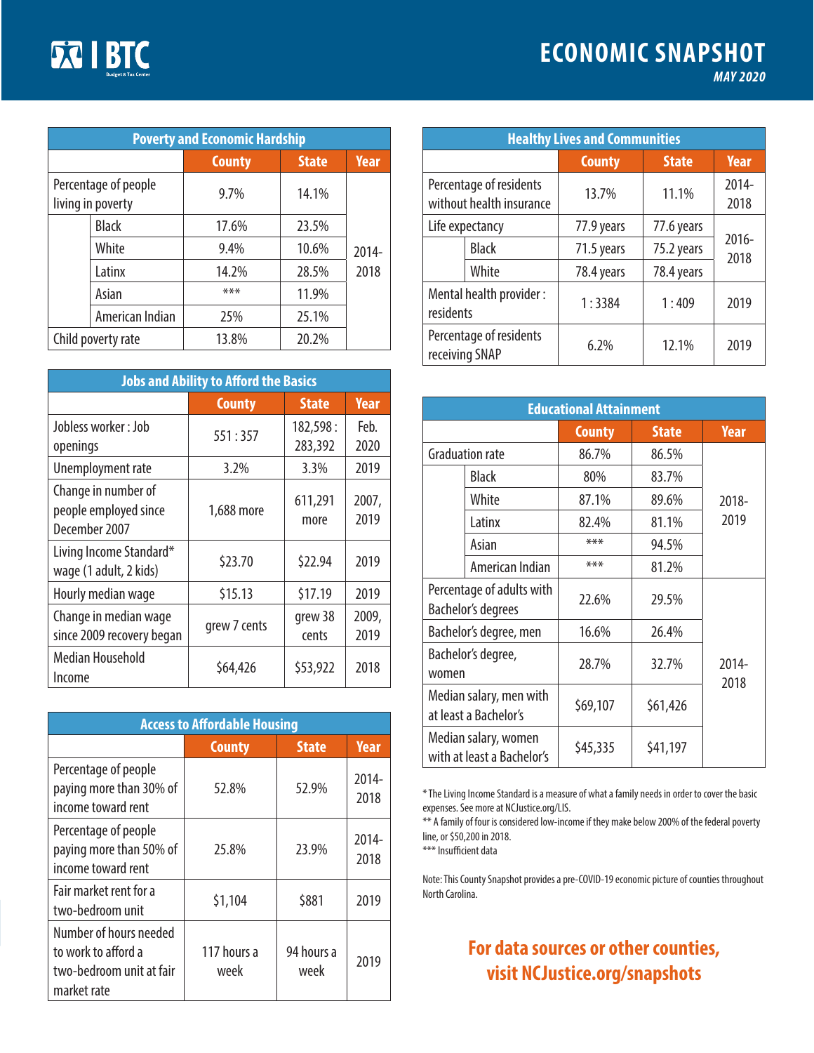BTC | Budget & Tax Center

# ECONOMIC SNAPSHOT

*MAY 2020*

## Poverty and Economic Hardship

| | | County | State | Year |
|---|---|---|---|---|
| Percentage of people living in poverty | | 9.7% | 14.1% | 2014-2018 |
| | Black | 17.6% | 23.5% | |
| | White | 9.4% | 10.6% | |
| | Latinx | 14.2% | 28.5% | |
| | Asian | *** | 11.9% | |
| | American Indian | 25% | 25.1% | |
| Child poverty rate | | 13.8% | 20.2% | |

## Jobs and Ability to Afford the Basics

| | County | State | Year |
|---|---|---|---|
| Jobless worker : Job openings | 551 : 357 | 182,598 : 283,392 | Feb. 2020 |
| Unemployment rate | 3.2% | 3.3% | 2019 |
| Change in number of people employed since December 2007 | 1,688 more | 611,291 more | 2007, 2019 |
| Living Income Standard* wage (1 adult, 2 kids) | $23.70 | $22.94 | 2019 |
| Hourly median wage | $15.13 | $17.19 | 2019 |
| Change in median wage since 2009 recovery began | grew 7 cents | grew 38 cents | 2009, 2019 |
| Median Household Income | $64,426 | $53,922 | 2018 |

## Access to Affordable Housing

| | County | State | Year |
|---|---|---|---|
| Percentage of people paying more than 30% of income toward rent | 52.8% | 52.9% | 2014-2018 |
| Percentage of people paying more than 50% of income toward rent | 25.8% | 23.9% | 2014-2018 |
| Fair market rent for a two-bedroom unit | $1,104 | $881 | 2019 |
| Number of hours needed to work to afford a two-bedroom unit at fair market rate | 117 hours a week | 94 hours a week | 2019 |

## Healthy Lives and Communities

| | | County | State | Year |
|---|---|---|---|---|
| Percentage of residents without health insurance | | 13.7% | 11.1% | 2014-2018 |
| Life expectancy | | 77.9 years | 77.6 years | 2016-2018 |
| | Black | 71.5 years | 75.2 years | |
| | White | 78.4 years | 78.4 years | |
| Mental health provider : residents | | 1 : 3384 | 1 : 409 | 2019 |
| Percentage of residents receiving SNAP | | 6.2% | 12.1% | 2019 |

## Educational Attainment

| | | County | State | Year |
|---|---|---|---|---|
| Graduation rate | | 86.7% | 86.5% | 2018-2019 |
| | Black | 80% | 83.7% | |
| | White | 87.1% | 89.6% | |
| | Latinx | 82.4% | 81.1% | |
| | Asian | *** | 94.5% | |
| | American Indian | *** | 81.2% | |
| Percentage of adults with Bachelor's degrees | | 22.6% | 29.5% | 2014-2018 |
| Bachelor's degree, men | | 16.6% | 26.4% | |
| Bachelor's degree, women | | 28.7% | 32.7% | |
| Median salary, men with at least a Bachelor's | | $69,107 | $61,426 | |
| Median salary, women with at least a Bachelor's | | $45,335 | $41,197 | |

* The Living Income Standard is a measure of what a family needs in order to cover the basic expenses. See more at NCJustice.org/LIS.
** A family of four is considered low-income if they make below 200% of the federal poverty line, or $50,200 in 2018.
*** Insufficient data

Note: This County Snapshot provides a pre-COVID-19 economic picture of counties throughout North Carolina.

**For data sources or other counties, visit NCJustice.org/snapshots**